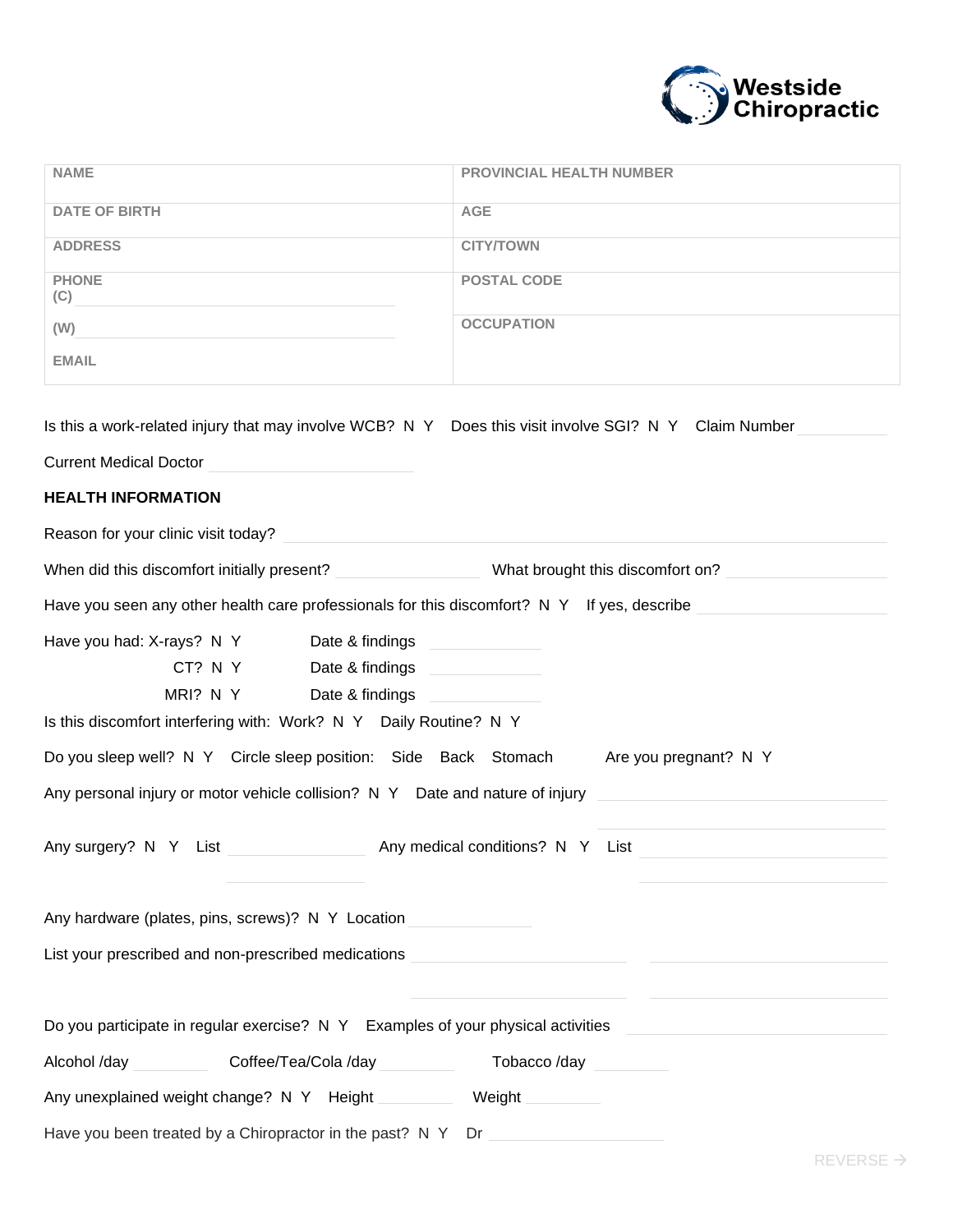Westside Chiropractic

| NAME | PROVINCIAL HEALTH NUMBER |
|---|---|
| DATE OF BIRTH | AGE |
| ADDRESS | CITY/TOWN |
| PHONE (C) ______ (W) ______ | POSTAL CODE |
| EMAIL | OCCUPATION |

Is this a work-related injury that may involve WCB? N Y Does this visit involve SGI? N Y Claim Number ______

Current Medical Doctor ______

**HEALTH INFORMATION**

Reason for your clinic visit today? ______

When did this discomfort initially present? ______ What brought this discomfort on? ______

Have you seen any other health care professionals for this discomfort? N Y If yes, describe ______

Have you had: X-rays? N Y Date & findings ______

CT? N Y Date & findings ______

MRI? N Y Date & findings ______

Is this discomfort interfering with: Work? N Y Daily Routine? N Y

Do you sleep well? N Y Circle sleep position: Side Back Stomach Are you pregnant? N Y

Any personal injury or motor vehicle collision? N Y Date and nature of injury ______

Any surgery? N Y List ______ Any medical conditions? N Y List ______

Any hardware (plates, pins, screws)? N Y Location ______

List your prescribed and non-prescribed medications ______

Do you participate in regular exercise? N Y Examples of your physical activities ______

Alcohol /day ______ Coffee/Tea/Cola /day ______ Tobacco /day ______

Any unexplained weight change? N Y Height ______ Weight ______

Have you been treated by a Chiropractor in the past? N Y Dr ______

REVERSE →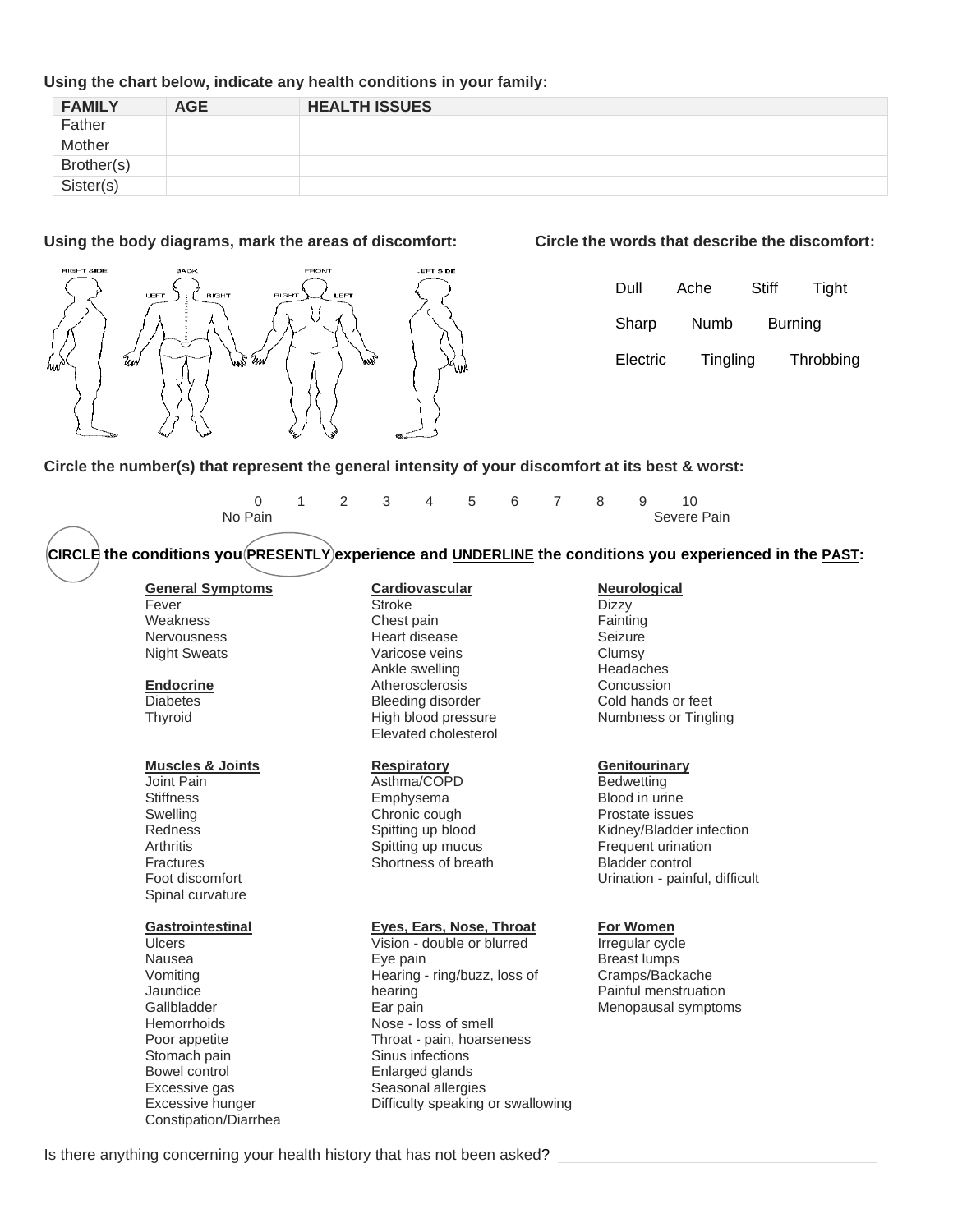**Using the chart below, indicate any health conditions in your family:**

| FAMILY | AGE | HEALTH ISSUES |
|---|---|---|
| Father | | |
| Mother | | |
| Brother(s) | | |
| Sister(s) | | |

**Using the body diagrams, mark the areas of discomfort:**

RIGHT SIDE

BACK

LEFT

RIGHT

FRONT

RIGHT

LEFT

LEFT SIDE

**Circle the words that describe the discomfort:**

Dull Ache Stiff Tight

Sharp Numb Burning

Electric Tingling Throbbing

**Circle the number(s) that represent the general intensity of your discomfort at its best & worst:**

0 1 2 3 4 5 6 7 8 9 10

No Pain Severe Pain

**CIRCLE the conditions you PRESENTLY experience and UNDERLINE the conditions you experienced in the PAST:**

**General Symptoms**
Fever
Weakness
Nervousness
Night Sweats

**Endocrine**
Diabetes
Thyroid

**Muscles & Joints**
Joint Pain
Stiffness
Swelling
Redness
Arthritis
Fractures
Foot discomfort
Spinal curvature

**Gastrointestinal**
Ulcers
Nausea
Vomiting
Jaundice
Gallbladder
Hemorrhoids
Poor appetite
Stomach pain
Bowel control
Excessive gas
Excessive hunger
Constipation/Diarrhea

**Cardiovascular**
Stroke
Chest pain
Heart disease
Varicose veins
Ankle swelling
Atherosclerosis
Bleeding disorder
High blood pressure
Elevated cholesterol

**Respiratory**
Asthma/COPD
Emphysema
Chronic cough
Spitting up blood
Spitting up mucus
Shortness of breath

**Eyes, Ears, Nose, Throat**
Vision - double or blurred
Eye pain
Hearing - ring/buzz, loss of hearing
Ear pain
Nose - loss of smell
Throat - pain, hoarseness
Sinus infections
Enlarged glands
Seasonal allergies
Difficulty speaking or swallowing

**Neurological**
Dizzy
Fainting
Seizure
Clumsy
Headaches
Concussion
Cold hands or feet
Numbness or Tingling

**Genitourinary**
Bedwetting
Blood in urine
Prostate issues
Kidney/Bladder infection
Frequent urination
Bladder control
Urination - painful, difficult

**For Women**
Irregular cycle
Breast lumps
Cramps/Backache
Painful menstruation
Menopausal symptoms

Is there anything concerning your health history that has not been asked? ____________________